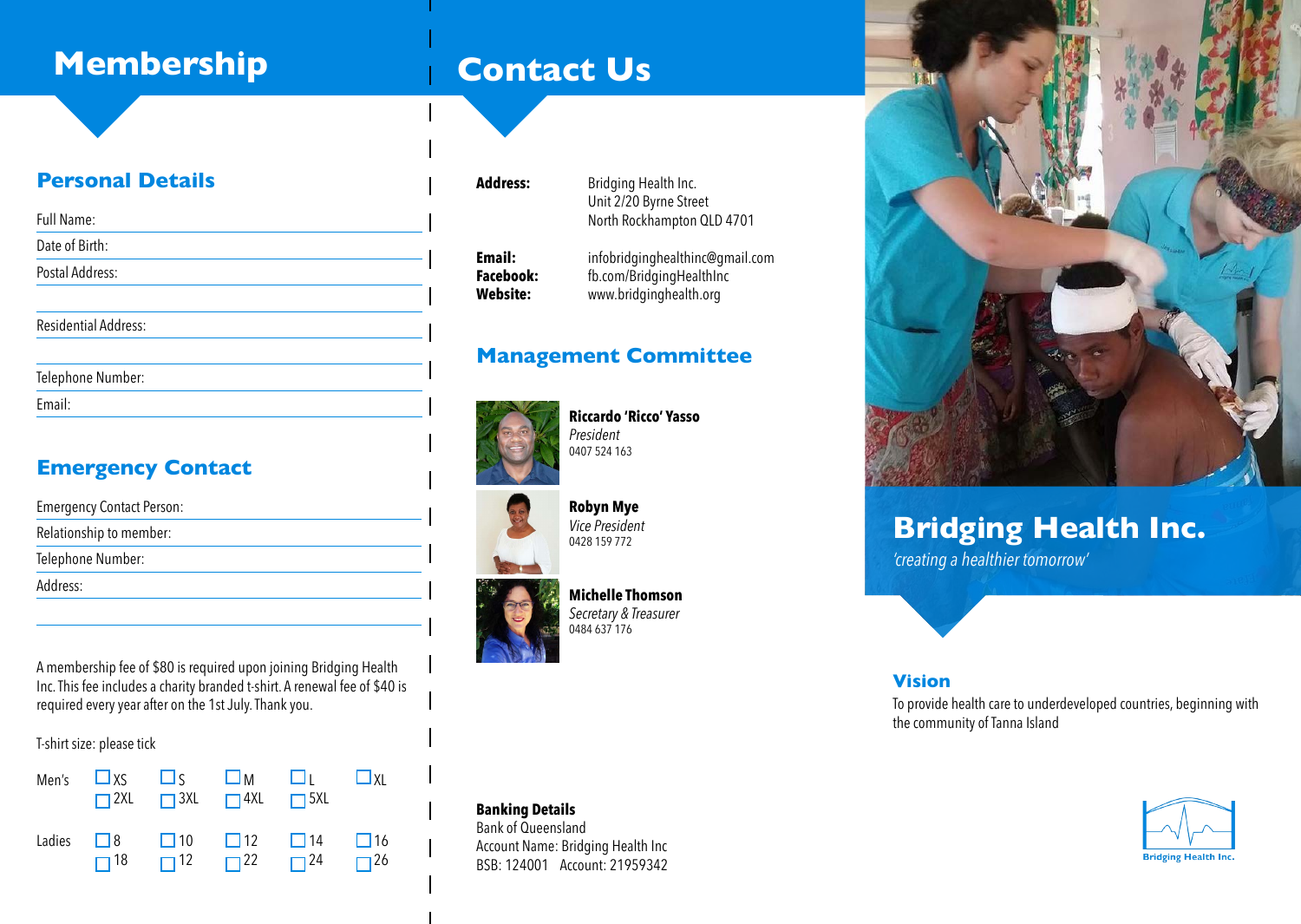# Membership

## Personal Details

Full Name:

Date of Birth:

Postal Address:

Residential Address:

Telephone Number:

Email:

## Emergency Contact

Emergency Contact Person:

Relationship to member:

Telephone Number:

Address:

A membership fee of $80 is required upon joining Bridging Health Inc. This fee includes a charity branded t-shirt. A renewal fee of $40 is required every year after on the 1st July. Thank you.

T-shirt size: please tick

| | | | | | |
|---|---|---|---|---|---|
| Men's | ☐ XS | ☐ S | ☐ M | ☐ L | ☐ XL |
| | ☐ 2XL | ☐ 3XL | ☐ 4XL | ☐ 5XL | |
| Ladies | ☐ 8 | ☐ 10 | ☐ 12 | ☐ 14 | ☐ 16 |
| | ☐ 18 | ☐ 12 | ☐ 22 | ☐ 24 | ☐ 26 |

# Contact Us

**Address:** Bridging Health Inc.
Unit 2/20 Byrne Street
North Rockhampton QLD 4701

**Email:** infobridginghealthinc@gmail.com
**Facebook:** fb.com/BridgingHealthInc
**Website:** www.bridginghealth.org

## Management Committee

**Riccardo 'Ricco' Yasso**
*President*
0407 524 163

**Robyn Mye**
*Vice President*
0428 159 772

**Michelle Thomson**
*Secretary & Treasurer*
0484 637 176

**Banking Details**
Bank of Queensland
Account Name: Bridging Health Inc
BSB: 124001 Account: 21959342

# Bridging Health Inc.

*'creating a healthier tomorrow'*

## Vision

To provide health care to underdeveloped countries, beginning with the community of Tanna Island

Bridging Health Inc.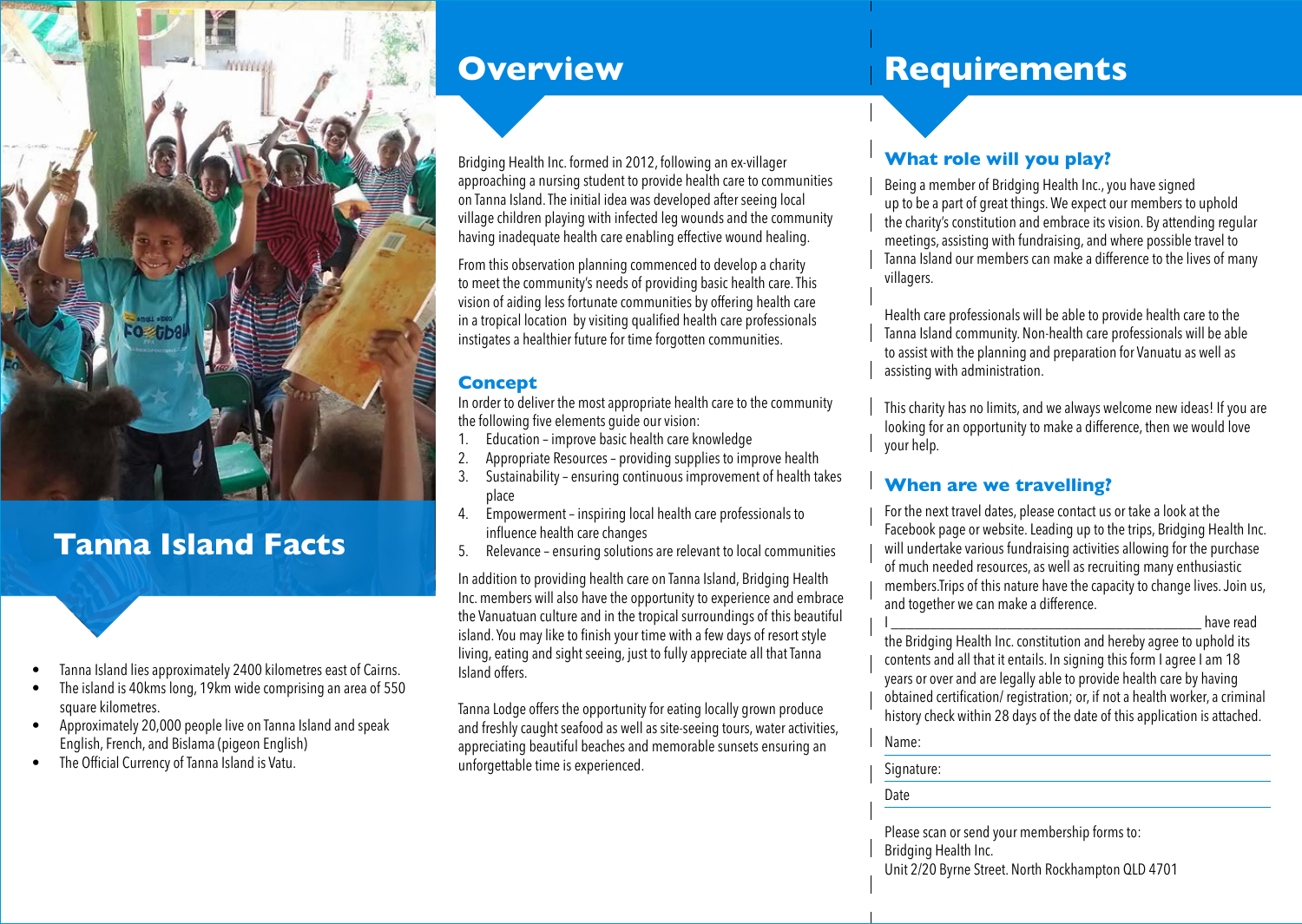## Tanna Island Facts

- Tanna Island lies approximately 2400 kilometres east of Cairns.
- The island is 40kms long, 19km wide comprising an area of 550 square kilometres.
- Approximately 20,000 people live on Tanna Island and speak English, French, and Bislama (pigeon English)
- The Official Currency of Tanna Island is Vatu.

# Overview

Bridging Health Inc. formed in 2012, following an ex-villager approaching a nursing student to provide health care to communities on Tanna Island. The initial idea was developed after seeing local village children playing with infected leg wounds and the community having inadequate health care enabling effective wound healing.

From this observation planning commenced to develop a charity to meet the community's needs of providing basic health care. This vision of aiding less fortunate communities by offering health care in a tropical location by visiting qualified health care professionals instigates a healthier future for time forgotten communities.

### Concept

In order to deliver the most appropriate health care to the community the following five elements guide our vision:

1. Education – improve basic health care knowledge
2. Appropriate Resources – providing supplies to improve health
3. Sustainability – ensuring continuous improvement of health takes place
4. Empowerment – inspiring local health care professionals to influence health care changes
5. Relevance – ensuring solutions are relevant to local communities

In addition to providing health care on Tanna Island, Bridging Health Inc. members will also have the opportunity to experience and embrace the Vanuatuan culture and in the tropical surroundings of this beautiful island. You may like to finish your time with a few days of resort style living, eating and sight seeing, just to fully appreciate all that Tanna Island offers.

Tanna Lodge offers the opportunity for eating locally grown produce and freshly caught seafood as well as site-seeing tours, water activities, appreciating beautiful beaches and memorable sunsets ensuring an unforgettable time is experienced.

# Requirements

### What role will you play?

Being a member of Bridging Health Inc., you have signed up to be a part of great things. We expect our members to uphold the charity's constitution and embrace its vision. By attending regular meetings, assisting with fundraising, and where possible travel to Tanna Island our members can make a difference to the lives of many villagers.

Health care professionals will be able to provide health care to the Tanna Island community. Non-health care professionals will be able to assist with the planning and preparation for Vanuatu as well as assisting with administration.

This charity has no limits, and we always welcome new ideas! If you are looking for an opportunity to make a difference, then we would love your help.

### When are we travelling?

For the next travel dates, please contact us or take a look at the Facebook page or website. Leading up to the trips, Bridging Health Inc. will undertake various fundraising activities allowing for the purchase of much needed resources, as well as recruiting many enthusiastic members.Trips of this nature have the capacity to change lives. Join us, and together we can make a difference.

I ____________________________________________ have read the Bridging Health Inc. constitution and hereby agree to uphold its contents and all that it entails. In signing this form I agree I am 18 years or over and are legally able to provide health care by having obtained certification/ registration; or, if not a health worker, a criminal history check within 28 days of the date of this application is attached.

Name:

Signature:

Date

Please scan or send your membership forms to:
Bridging Health Inc.
Unit 2/20 Byrne Street. North Rockhampton QLD 4701